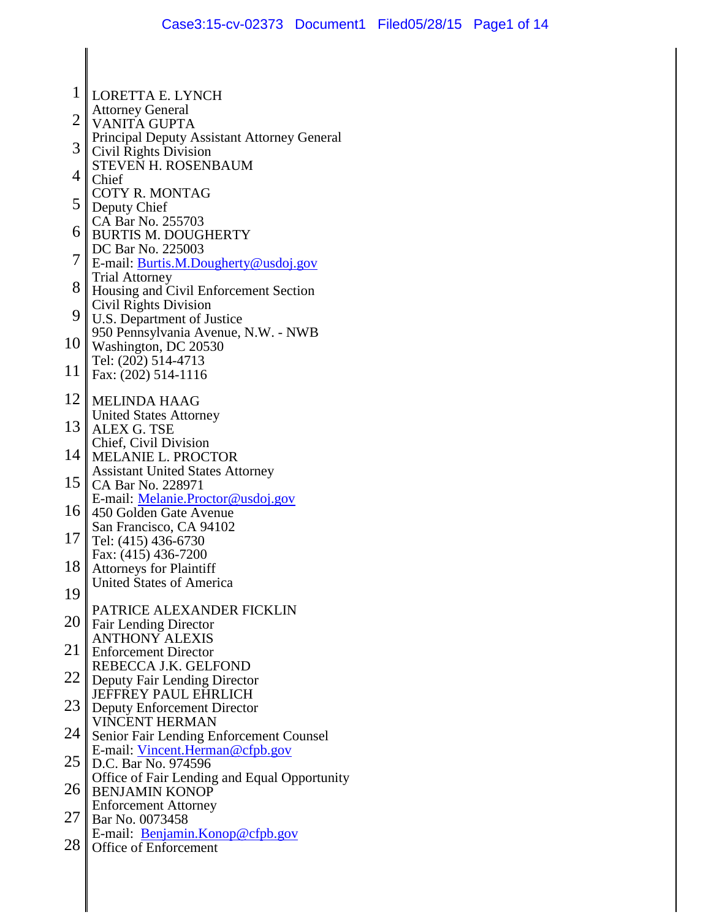LORETTA E. LYNCH
Attorney General
VANITA GUPTA
Principal Deputy Assistant Attorney General
Civil Rights Division
STEVEN H. ROSENBAUM
Chief
COTY R. MONTAG
Deputy Chief
CA Bar No. 255703
BURTIS M. DOUGHERTY
DC Bar No. 225003
E-mail: Burtis.M.Dougherty@usdoj.gov
Trial Attorney
Housing and Civil Enforcement Section
Civil Rights Division
U.S. Department of Justice
950 Pennsylvania Avenue, N.W. - NWB
Washington, DC 20530
Tel: (202) 514-4713
Fax: (202) 514-1116

MELINDA HAAG
United States Attorney
ALEX G. TSE
Chief, Civil Division
MELANIE L. PROCTOR
Assistant United States Attorney
CA Bar No. 228971
E-mail: Melanie.Proctor@usdoj.gov
450 Golden Gate Avenue
San Francisco, CA 94102
Tel: (415) 436-6730
Fax: (415) 436-7200
Attorneys for Plaintiff
United States of America

PATRICE ALEXANDER FICKLIN
Fair Lending Director
ANTHONY ALEXIS
Enforcement Director
REBECCA J.K. GELFOND
Deputy Fair Lending Director
JEFFREY PAUL EHRLICH
Deputy Enforcement Director
VINCENT HERMAN
Senior Fair Lending Enforcement Counsel
E-mail: Vincent.Herman@cfpb.gov
D.C. Bar No. 974596
Office of Fair Lending and Equal Opportunity
BENJAMIN KONOP
Enforcement Attorney
Bar No. 0073458
E-mail: Benjamin.Konop@cfpb.gov
Office of Enforcement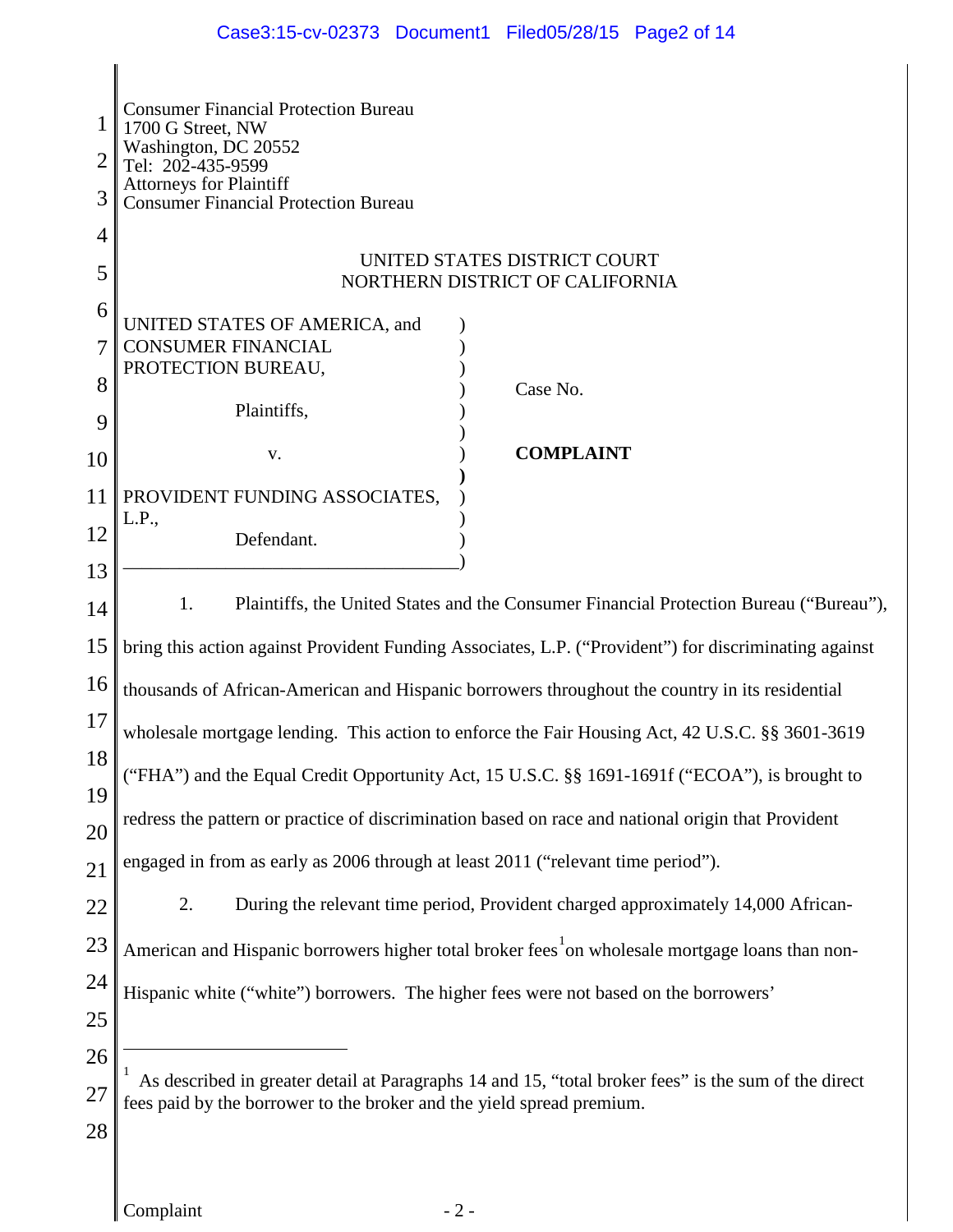Consumer Financial Protection Bureau
1700 G Street, NW
Washington, DC 20552
Tel: 202-435-9599
Attorneys for Plaintiff
Consumer Financial Protection Bureau

UNITED STATES DISTRICT COURT
NORTHERN DISTRICT OF CALIFORNIA

| | |
|---|---|
| UNITED STATES OF AMERICA, and CONSUMER FINANCIAL PROTECTION BUREAU,<br><br>Plaintiffs,<br><br>v.<br><br>PROVIDENT FUNDING ASSOCIATES, L.P.,<br><br>Defendant. | Case No.<br><br>**COMPLAINT** |

1. Plaintiffs, the United States and the Consumer Financial Protection Bureau ("Bureau"), bring this action against Provident Funding Associates, L.P. ("Provident") for discriminating against thousands of African-American and Hispanic borrowers throughout the country in its residential wholesale mortgage lending. This action to enforce the Fair Housing Act, 42 U.S.C. §§ 3601-3619 ("FHA") and the Equal Credit Opportunity Act, 15 U.S.C. §§ 1691-1691f ("ECOA"), is brought to redress the pattern or practice of discrimination based on race and national origin that Provident engaged in from as early as 2006 through at least 2011 ("relevant time period").

2. During the relevant time period, Provident charged approximately 14,000 African-American and Hispanic borrowers higher total broker fees[1] on wholesale mortgage loans than non-Hispanic white ("white") borrowers. The higher fees were not based on the borrowers'

---

[1] As described in greater detail at Paragraphs 14 and 15, "total broker fees" is the sum of the direct fees paid by the borrower to the broker and the yield spread premium.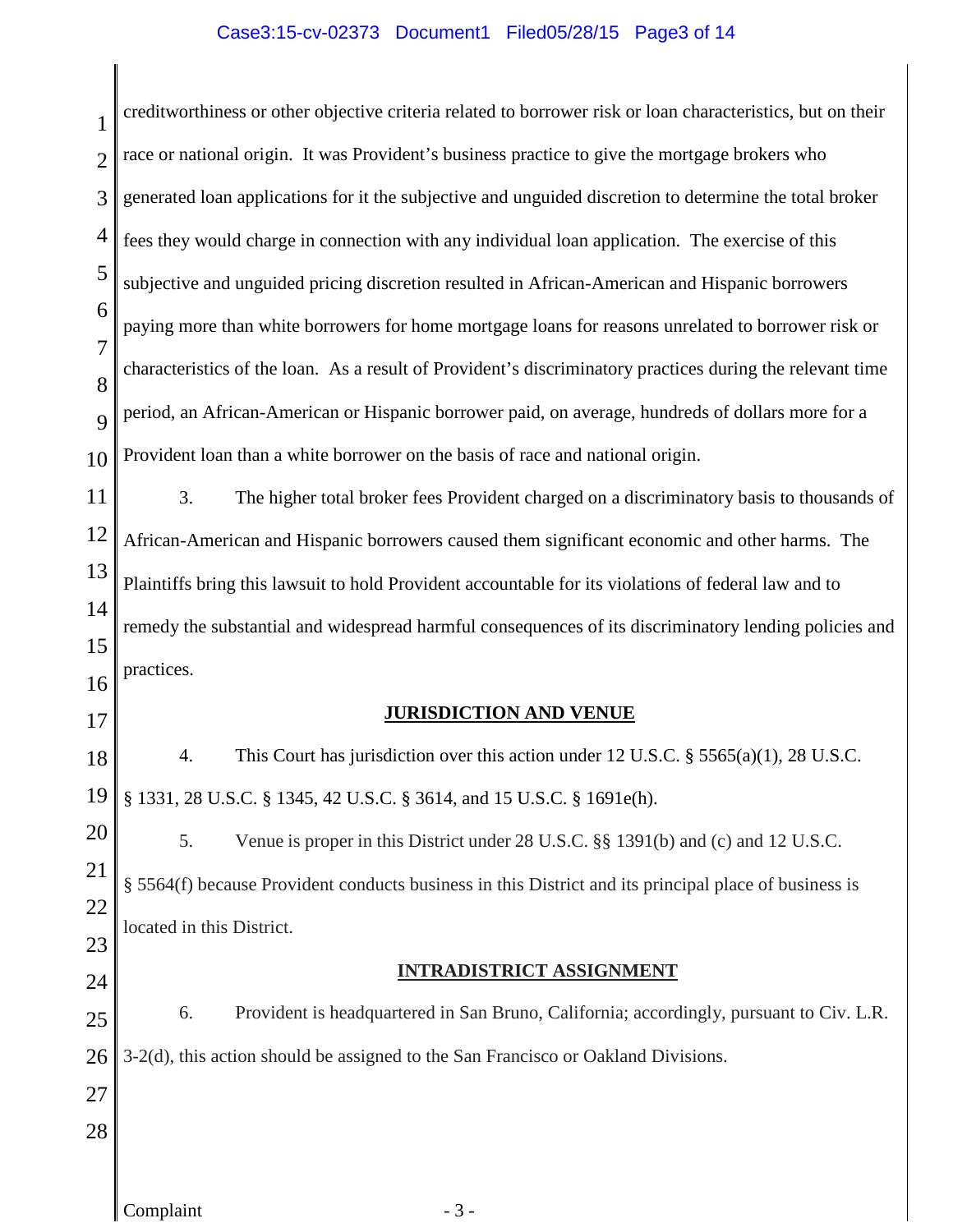creditworthiness or other objective criteria related to borrower risk or loan characteristics, but on their race or national origin. It was Provident's business practice to give the mortgage brokers who generated loan applications for it the subjective and unguided discretion to determine the total broker fees they would charge in connection with any individual loan application. The exercise of this subjective and unguided pricing discretion resulted in African-American and Hispanic borrowers paying more than white borrowers for home mortgage loans for reasons unrelated to borrower risk or characteristics of the loan. As a result of Provident's discriminatory practices during the relevant time period, an African-American or Hispanic borrower paid, on average, hundreds of dollars more for a Provident loan than a white borrower on the basis of race and national origin.

3. The higher total broker fees Provident charged on a discriminatory basis to thousands of African-American and Hispanic borrowers caused them significant economic and other harms. The Plaintiffs bring this lawsuit to hold Provident accountable for its violations of federal law and to remedy the substantial and widespread harmful consequences of its discriminatory lending policies and practices.

## JURISDICTION AND VENUE

4. This Court has jurisdiction over this action under 12 U.S.C. § 5565(a)(1), 28 U.S.C. § 1331, 28 U.S.C. § 1345, 42 U.S.C. § 3614, and 15 U.S.C. § 1691e(h).

5. Venue is proper in this District under 28 U.S.C. §§ 1391(b) and (c) and 12 U.S.C. § 5564(f) because Provident conducts business in this District and its principal place of business is located in this District.

## INTRADISTRICT ASSIGNMENT

6. Provident is headquartered in San Bruno, California; accordingly, pursuant to Civ. L.R. 3-2(d), this action should be assigned to the San Francisco or Oakland Divisions.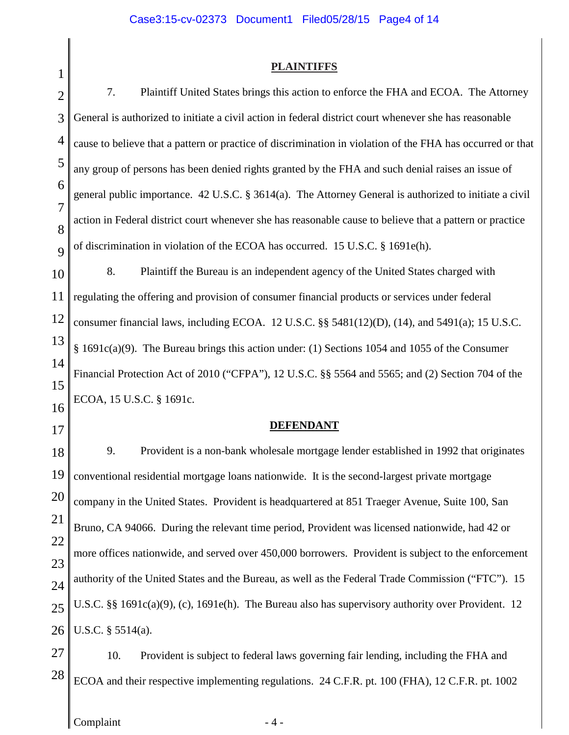## PLAINTIFFS

7. Plaintiff United States brings this action to enforce the FHA and ECOA. The Attorney General is authorized to initiate a civil action in federal district court whenever she has reasonable cause to believe that a pattern or practice of discrimination in violation of the FHA has occurred or that any group of persons has been denied rights granted by the FHA and such denial raises an issue of general public importance. 42 U.S.C. § 3614(a). The Attorney General is authorized to initiate a civil action in Federal district court whenever she has reasonable cause to believe that a pattern or practice of discrimination in violation of the ECOA has occurred. 15 U.S.C. § 1691e(h).

8. Plaintiff the Bureau is an independent agency of the United States charged with regulating the offering and provision of consumer financial products or services under federal consumer financial laws, including ECOA. 12 U.S.C. §§ 5481(12)(D), (14), and 5491(a); 15 U.S.C. § 1691c(a)(9). The Bureau brings this action under: (1) Sections 1054 and 1055 of the Consumer Financial Protection Act of 2010 ("CFPA"), 12 U.S.C. §§ 5564 and 5565; and (2) Section 704 of the ECOA, 15 U.S.C. § 1691c.

## DEFENDANT

9. Provident is a non-bank wholesale mortgage lender established in 1992 that originates conventional residential mortgage loans nationwide. It is the second-largest private mortgage company in the United States. Provident is headquartered at 851 Traeger Avenue, Suite 100, San Bruno, CA 94066. During the relevant time period, Provident was licensed nationwide, had 42 or more offices nationwide, and served over 450,000 borrowers. Provident is subject to the enforcement authority of the United States and the Bureau, as well as the Federal Trade Commission ("FTC"). 15 U.S.C. §§ 1691c(a)(9), (c), 1691e(h). The Bureau also has supervisory authority over Provident. 12 U.S.C. § 5514(a).

10. Provident is subject to federal laws governing fair lending, including the FHA and ECOA and their respective implementing regulations. 24 C.F.R. pt. 100 (FHA), 12 C.F.R. pt. 1002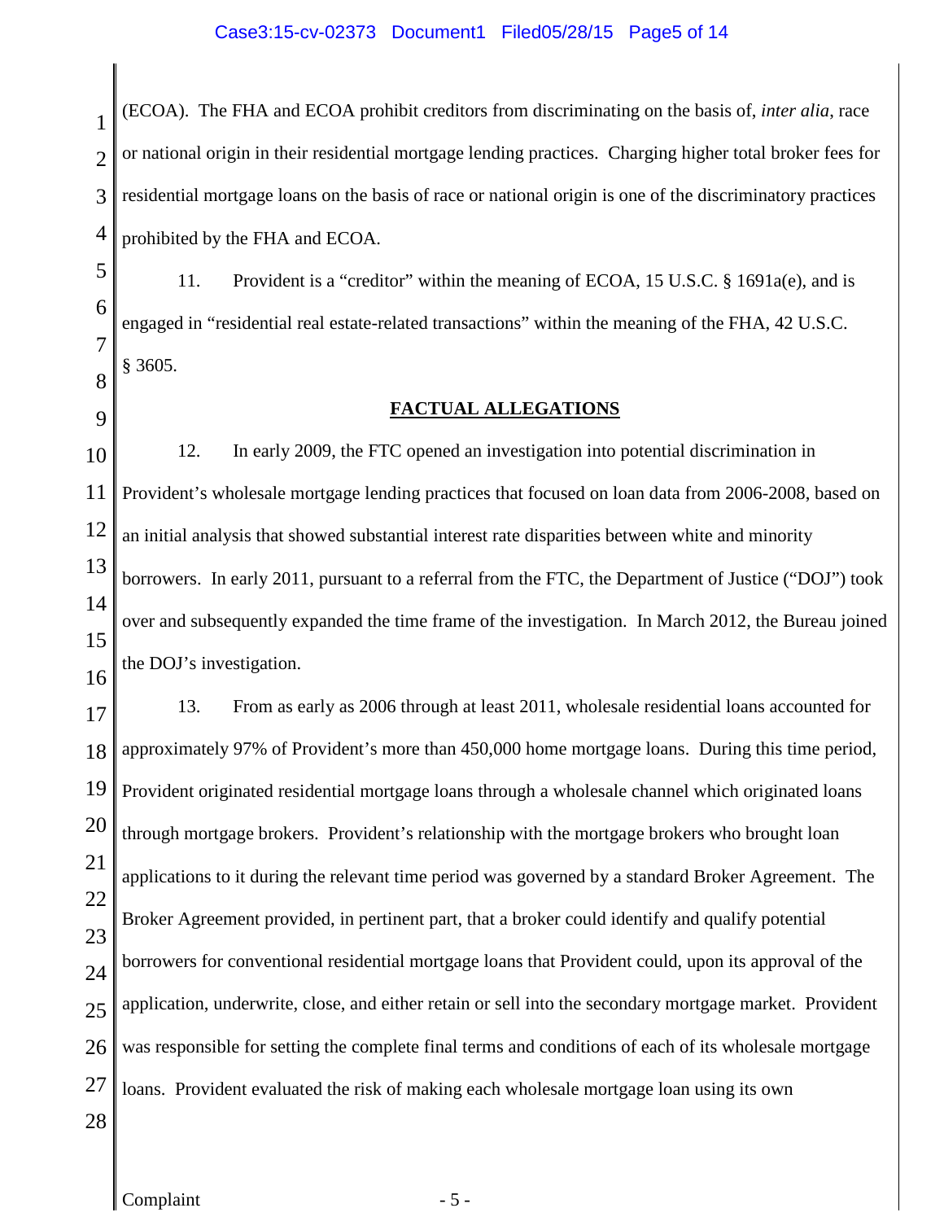(ECOA). The FHA and ECOA prohibit creditors from discriminating on the basis of, *inter alia*, race or national origin in their residential mortgage lending practices. Charging higher total broker fees for residential mortgage loans on the basis of race or national origin is one of the discriminatory practices prohibited by the FHA and ECOA.

11. Provident is a "creditor" within the meaning of ECOA, 15 U.S.C. § 1691a(e), and is engaged in "residential real estate-related transactions" within the meaning of the FHA, 42 U.S.C. § 3605.

## FACTUAL ALLEGATIONS

12. In early 2009, the FTC opened an investigation into potential discrimination in Provident's wholesale mortgage lending practices that focused on loan data from 2006-2008, based on an initial analysis that showed substantial interest rate disparities between white and minority borrowers. In early 2011, pursuant to a referral from the FTC, the Department of Justice ("DOJ") took over and subsequently expanded the time frame of the investigation. In March 2012, the Bureau joined the DOJ's investigation.

13. From as early as 2006 through at least 2011, wholesale residential loans accounted for approximately 97% of Provident's more than 450,000 home mortgage loans. During this time period, Provident originated residential mortgage loans through a wholesale channel which originated loans through mortgage brokers. Provident's relationship with the mortgage brokers who brought loan applications to it during the relevant time period was governed by a standard Broker Agreement. The Broker Agreement provided, in pertinent part, that a broker could identify and qualify potential borrowers for conventional residential mortgage loans that Provident could, upon its approval of the application, underwrite, close, and either retain or sell into the secondary mortgage market. Provident was responsible for setting the complete final terms and conditions of each of its wholesale mortgage loans. Provident evaluated the risk of making each wholesale mortgage loan using its own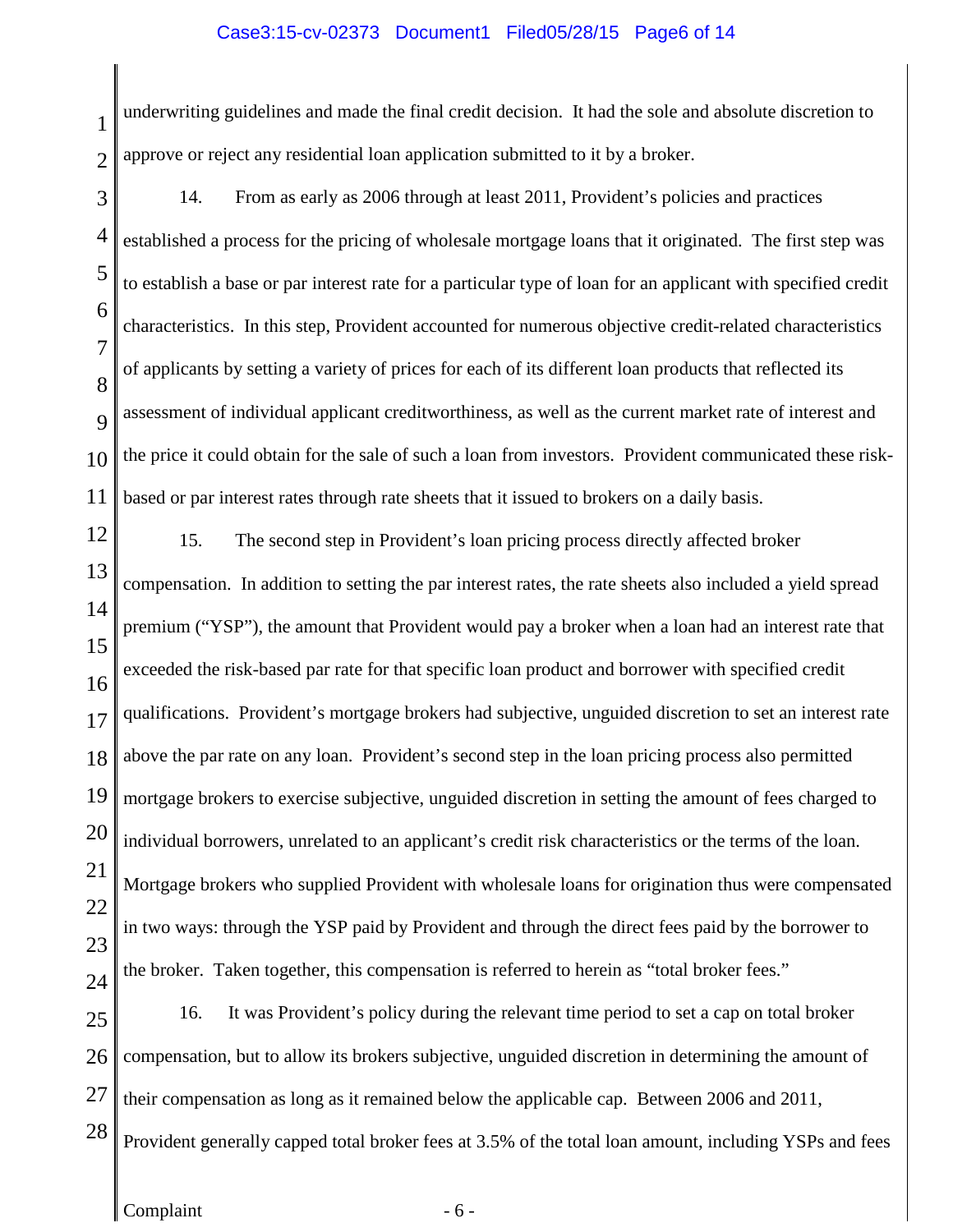underwriting guidelines and made the final credit decision. It had the sole and absolute discretion to approve or reject any residential loan application submitted to it by a broker.

14. From as early as 2006 through at least 2011, Provident's policies and practices established a process for the pricing of wholesale mortgage loans that it originated. The first step was to establish a base or par interest rate for a particular type of loan for an applicant with specified credit characteristics. In this step, Provident accounted for numerous objective credit-related characteristics of applicants by setting a variety of prices for each of its different loan products that reflected its assessment of individual applicant creditworthiness, as well as the current market rate of interest and the price it could obtain for the sale of such a loan from investors. Provident communicated these risk-based or par interest rates through rate sheets that it issued to brokers on a daily basis.

15. The second step in Provident's loan pricing process directly affected broker compensation. In addition to setting the par interest rates, the rate sheets also included a yield spread premium ("YSP"), the amount that Provident would pay a broker when a loan had an interest rate that exceeded the risk-based par rate for that specific loan product and borrower with specified credit qualifications. Provident's mortgage brokers had subjective, unguided discretion to set an interest rate above the par rate on any loan. Provident's second step in the loan pricing process also permitted mortgage brokers to exercise subjective, unguided discretion in setting the amount of fees charged to individual borrowers, unrelated to an applicant's credit risk characteristics or the terms of the loan. Mortgage brokers who supplied Provident with wholesale loans for origination thus were compensated in two ways: through the YSP paid by Provident and through the direct fees paid by the borrower to the broker. Taken together, this compensation is referred to herein as "total broker fees."

16. It was Provident's policy during the relevant time period to set a cap on total broker compensation, but to allow its brokers subjective, unguided discretion in determining the amount of their compensation as long as it remained below the applicable cap. Between 2006 and 2011, Provident generally capped total broker fees at 3.5% of the total loan amount, including YSPs and fees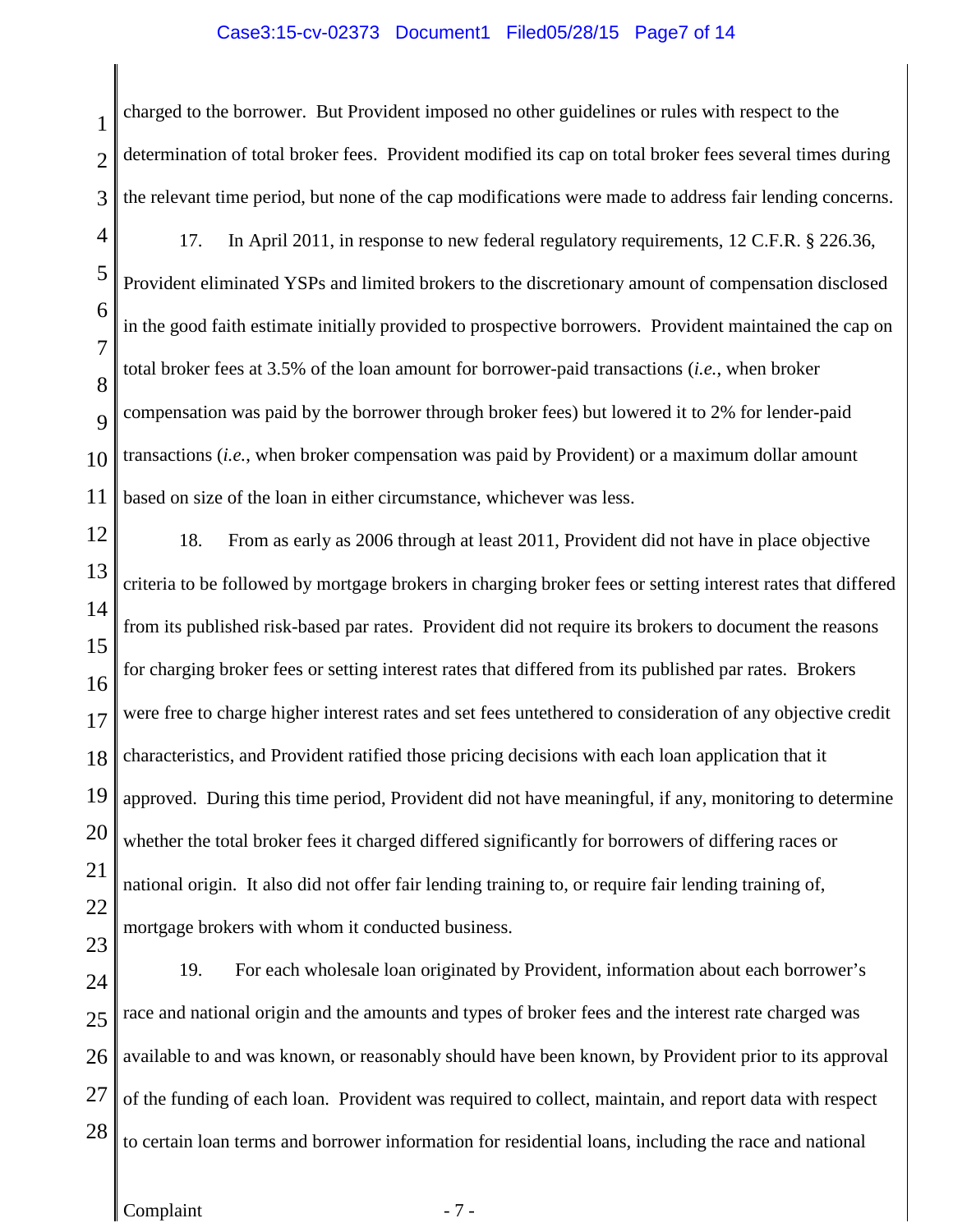charged to the borrower. But Provident imposed no other guidelines or rules with respect to the determination of total broker fees. Provident modified its cap on total broker fees several times during the relevant time period, but none of the cap modifications were made to address fair lending concerns.

17. In April 2011, in response to new federal regulatory requirements, 12 C.F.R. § 226.36, Provident eliminated YSPs and limited brokers to the discretionary amount of compensation disclosed in the good faith estimate initially provided to prospective borrowers. Provident maintained the cap on total broker fees at 3.5% of the loan amount for borrower-paid transactions (*i.e.*, when broker compensation was paid by the borrower through broker fees) but lowered it to 2% for lender-paid transactions (*i.e.*, when broker compensation was paid by Provident) or a maximum dollar amount based on size of the loan in either circumstance, whichever was less.

18. From as early as 2006 through at least 2011, Provident did not have in place objective criteria to be followed by mortgage brokers in charging broker fees or setting interest rates that differed from its published risk-based par rates. Provident did not require its brokers to document the reasons for charging broker fees or setting interest rates that differed from its published par rates. Brokers were free to charge higher interest rates and set fees untethered to consideration of any objective credit characteristics, and Provident ratified those pricing decisions with each loan application that it approved. During this time period, Provident did not have meaningful, if any, monitoring to determine whether the total broker fees it charged differed significantly for borrowers of differing races or national origin. It also did not offer fair lending training to, or require fair lending training of, mortgage brokers with whom it conducted business.

19. For each wholesale loan originated by Provident, information about each borrower's race and national origin and the amounts and types of broker fees and the interest rate charged was available to and was known, or reasonably should have been known, by Provident prior to its approval of the funding of each loan. Provident was required to collect, maintain, and report data with respect to certain loan terms and borrower information for residential loans, including the race and national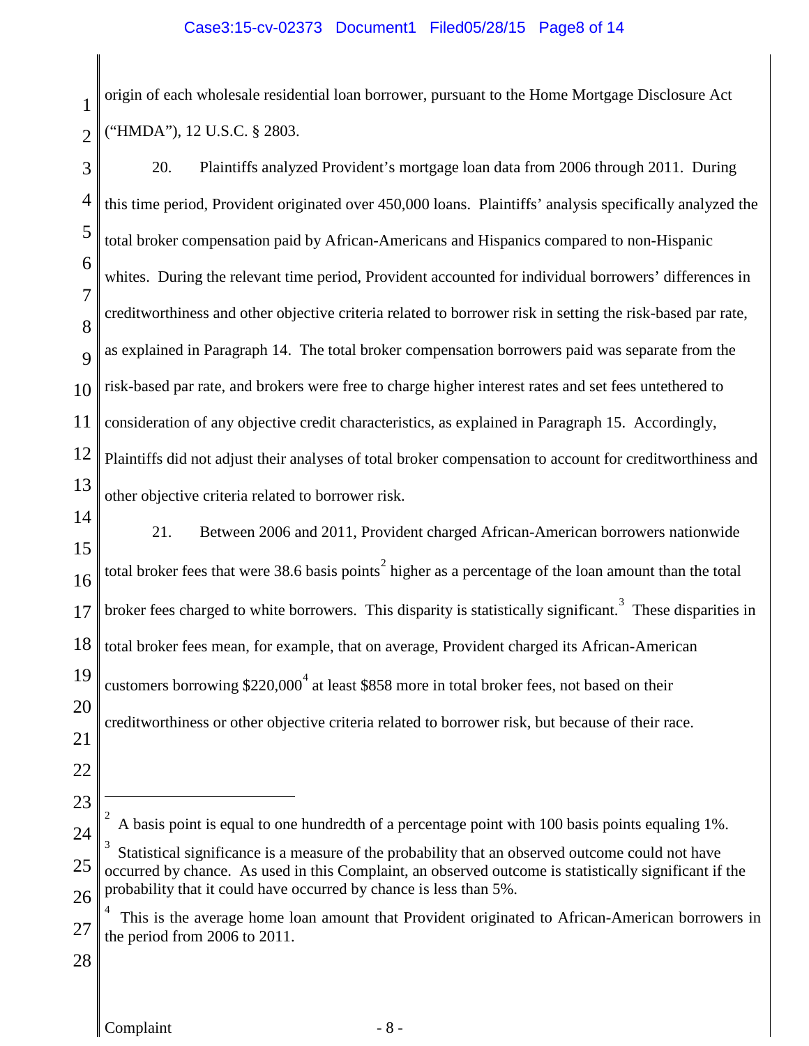origin of each wholesale residential loan borrower, pursuant to the Home Mortgage Disclosure Act ("HMDA"), 12 U.S.C. § 2803.

20. Plaintiffs analyzed Provident's mortgage loan data from 2006 through 2011. During this time period, Provident originated over 450,000 loans. Plaintiffs' analysis specifically analyzed the total broker compensation paid by African-Americans and Hispanics compared to non-Hispanic whites. During the relevant time period, Provident accounted for individual borrowers' differences in creditworthiness and other objective criteria related to borrower risk in setting the risk-based par rate, as explained in Paragraph 14. The total broker compensation borrowers paid was separate from the risk-based par rate, and brokers were free to charge higher interest rates and set fees untethered to consideration of any objective credit characteristics, as explained in Paragraph 15. Accordingly, Plaintiffs did not adjust their analyses of total broker compensation to account for creditworthiness and other objective criteria related to borrower risk.

21. Between 2006 and 2011, Provident charged African-American borrowers nationwide total broker fees that were 38.6 basis points[2] higher as a percentage of the loan amount than the total broker fees charged to white borrowers. This disparity is statistically significant.[3] These disparities in total broker fees mean, for example, that on average, Provident charged its African-American customers borrowing $220,000[4] at least $858 more in total broker fees, not based on their creditworthiness or other objective criteria related to borrower risk, but because of their race.

---

[2] A basis point is equal to one hundredth of a percentage point with 100 basis points equaling 1%.

[3] Statistical significance is a measure of the probability that an observed outcome could not have occurred by chance. As used in this Complaint, an observed outcome is statistically significant if the probability that it could have occurred by chance is less than 5%.

[4] This is the average home loan amount that Provident originated to African-American borrowers in the period from 2006 to 2011.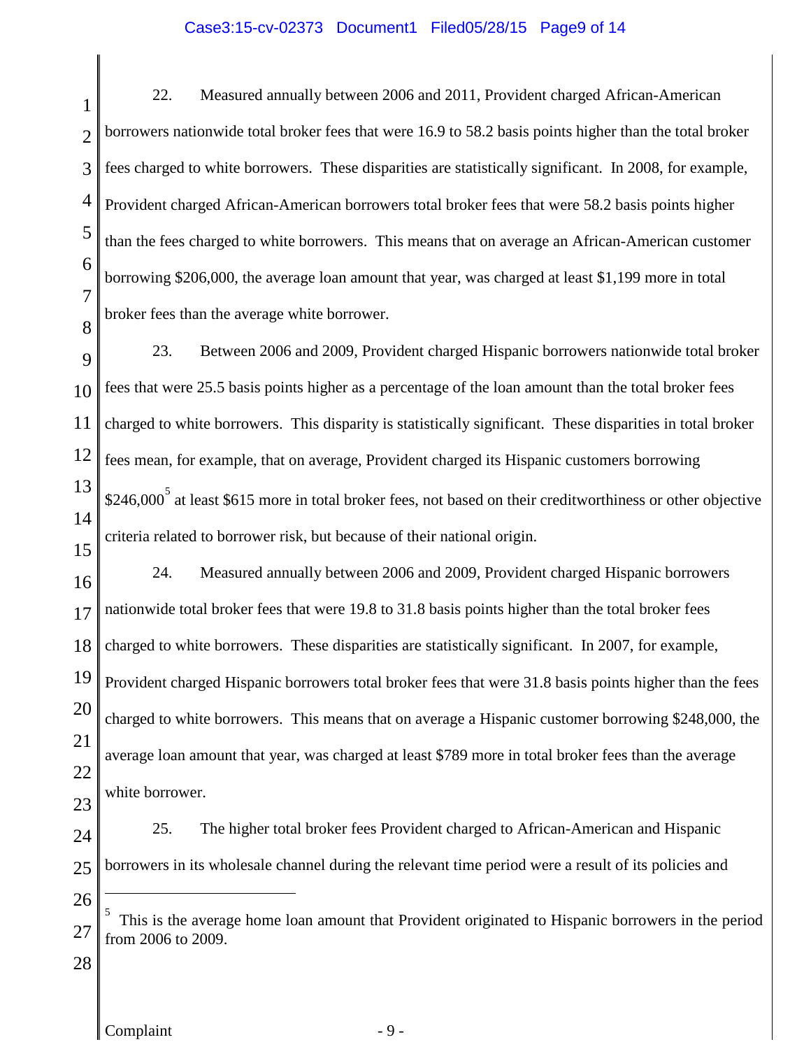22. Measured annually between 2006 and 2011, Provident charged African-American borrowers nationwide total broker fees that were 16.9 to 58.2 basis points higher than the total broker fees charged to white borrowers. These disparities are statistically significant. In 2008, for example, Provident charged African-American borrowers total broker fees that were 58.2 basis points higher than the fees charged to white borrowers. This means that on average an African-American customer borrowing $206,000, the average loan amount that year, was charged at least $1,199 more in total broker fees than the average white borrower.

23. Between 2006 and 2009, Provident charged Hispanic borrowers nationwide total broker fees that were 25.5 basis points higher as a percentage of the loan amount than the total broker fees charged to white borrowers. This disparity is statistically significant. These disparities in total broker fees mean, for example, that on average, Provident charged its Hispanic customers borrowing $246,000[5] at least $615 more in total broker fees, not based on their creditworthiness or other objective criteria related to borrower risk, but because of their national origin.

24. Measured annually between 2006 and 2009, Provident charged Hispanic borrowers nationwide total broker fees that were 19.8 to 31.8 basis points higher than the total broker fees charged to white borrowers. These disparities are statistically significant. In 2007, for example, Provident charged Hispanic borrowers total broker fees that were 31.8 basis points higher than the fees charged to white borrowers. This means that on average a Hispanic customer borrowing $248,000, the average loan amount that year, was charged at least $789 more in total broker fees than the average white borrower.

25. The higher total broker fees Provident charged to African-American and Hispanic borrowers in its wholesale channel during the relevant time period were a result of its policies and

---

[5] This is the average home loan amount that Provident originated to Hispanic borrowers in the period from 2006 to 2009.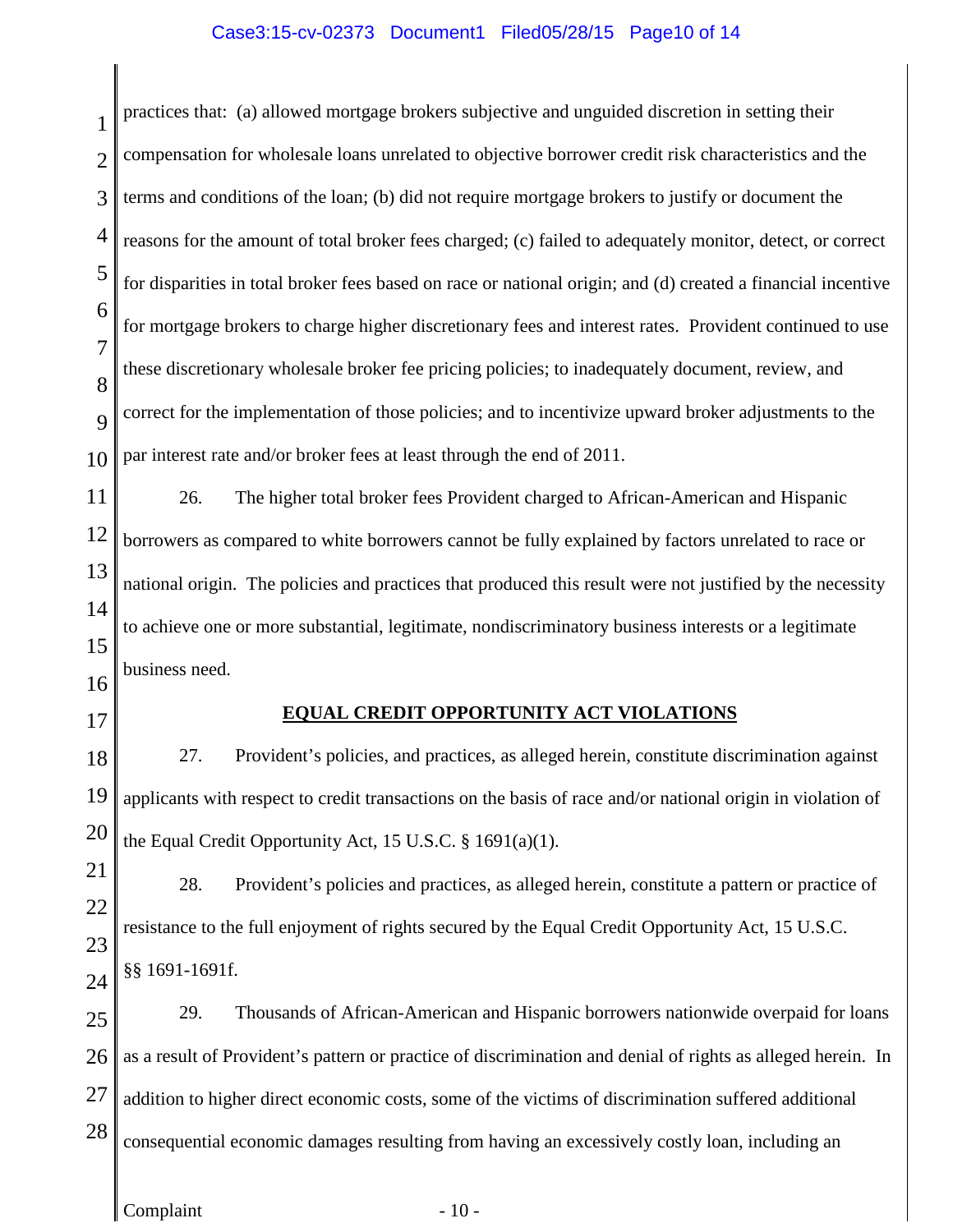practices that: (a) allowed mortgage brokers subjective and unguided discretion in setting their compensation for wholesale loans unrelated to objective borrower credit risk characteristics and the terms and conditions of the loan; (b) did not require mortgage brokers to justify or document the reasons for the amount of total broker fees charged; (c) failed to adequately monitor, detect, or correct for disparities in total broker fees based on race or national origin; and (d) created a financial incentive for mortgage brokers to charge higher discretionary fees and interest rates. Provident continued to use these discretionary wholesale broker fee pricing policies; to inadequately document, review, and correct for the implementation of those policies; and to incentivize upward broker adjustments to the par interest rate and/or broker fees at least through the end of 2011.

26. The higher total broker fees Provident charged to African-American and Hispanic borrowers as compared to white borrowers cannot be fully explained by factors unrelated to race or national origin. The policies and practices that produced this result were not justified by the necessity to achieve one or more substantial, legitimate, nondiscriminatory business interests or a legitimate business need.

## EQUAL CREDIT OPPORTUNITY ACT VIOLATIONS

27. Provident's policies, and practices, as alleged herein, constitute discrimination against applicants with respect to credit transactions on the basis of race and/or national origin in violation of the Equal Credit Opportunity Act, 15 U.S.C. § 1691(a)(1).

28. Provident's policies and practices, as alleged herein, constitute a pattern or practice of resistance to the full enjoyment of rights secured by the Equal Credit Opportunity Act, 15 U.S.C. §§ 1691-1691f.

29. Thousands of African-American and Hispanic borrowers nationwide overpaid for loans as a result of Provident's pattern or practice of discrimination and denial of rights as alleged herein. In addition to higher direct economic costs, some of the victims of discrimination suffered additional consequential economic damages resulting from having an excessively costly loan, including an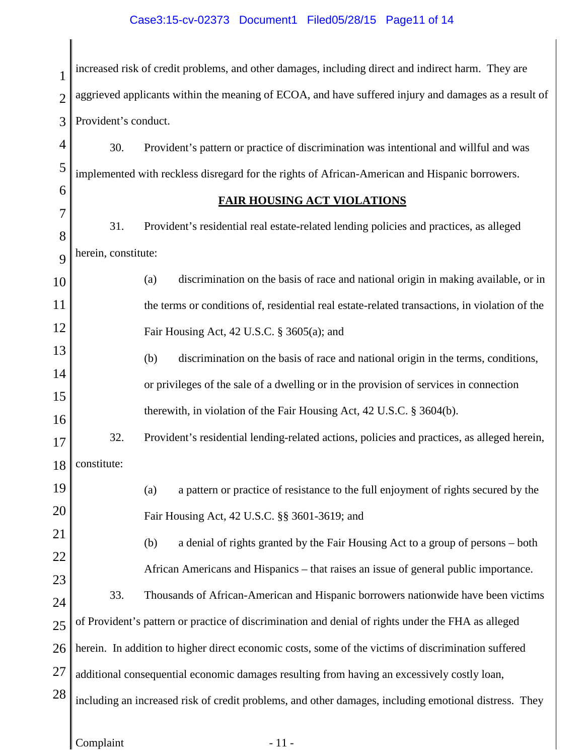increased risk of credit problems, and other damages, including direct and indirect harm. They are aggrieved applicants within the meaning of ECOA, and have suffered injury and damages as a result of Provident's conduct.

30. Provident's pattern or practice of discrimination was intentional and willful and was implemented with reckless disregard for the rights of African-American and Hispanic borrowers.

## FAIR HOUSING ACT VIOLATIONS

31. Provident's residential real estate-related lending policies and practices, as alleged herein, constitute:

(a) discrimination on the basis of race and national origin in making available, or in the terms or conditions of, residential real estate-related transactions, in violation of the Fair Housing Act, 42 U.S.C. § 3605(a); and

(b) discrimination on the basis of race and national origin in the terms, conditions, or privileges of the sale of a dwelling or in the provision of services in connection therewith, in violation of the Fair Housing Act, 42 U.S.C. § 3604(b).

32. Provident's residential lending-related actions, policies and practices, as alleged herein, constitute:

(a) a pattern or practice of resistance to the full enjoyment of rights secured by the Fair Housing Act, 42 U.S.C. §§ 3601-3619; and

(b) a denial of rights granted by the Fair Housing Act to a group of persons – both African Americans and Hispanics – that raises an issue of general public importance.

33. Thousands of African-American and Hispanic borrowers nationwide have been victims of Provident's pattern or practice of discrimination and denial of rights under the FHA as alleged herein. In addition to higher direct economic costs, some of the victims of discrimination suffered additional consequential economic damages resulting from having an excessively costly loan, including an increased risk of credit problems, and other damages, including emotional distress. They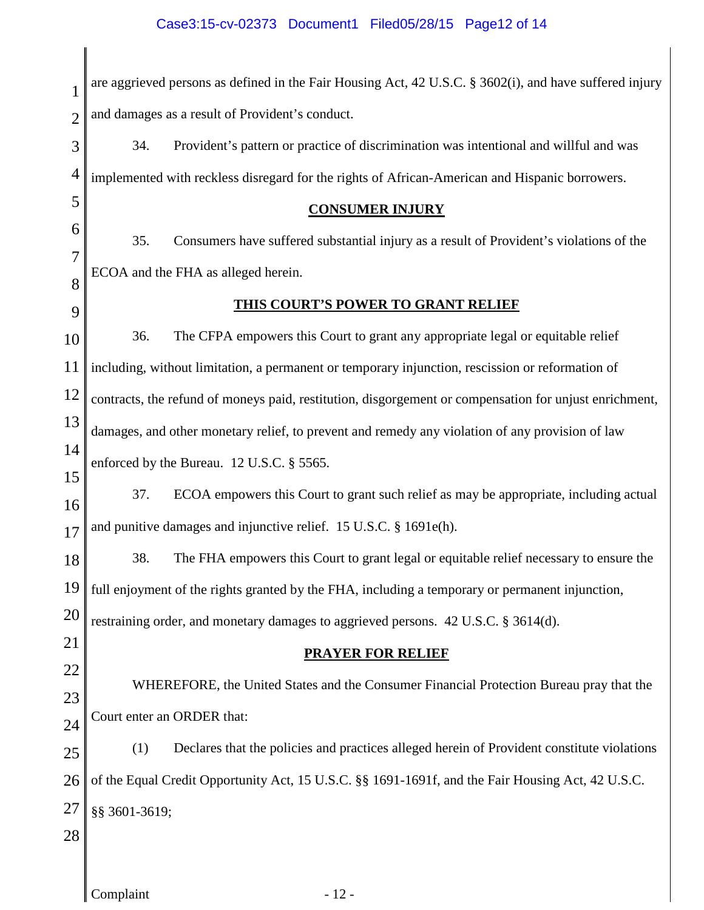are aggrieved persons as defined in the Fair Housing Act, 42 U.S.C. § 3602(i), and have suffered injury and damages as a result of Provident's conduct.

34. Provident's pattern or practice of discrimination was intentional and willful and was implemented with reckless disregard for the rights of African-American and Hispanic borrowers.

## CONSUMER INJURY

35. Consumers have suffered substantial injury as a result of Provident's violations of the ECOA and the FHA as alleged herein.

## THIS COURT'S POWER TO GRANT RELIEF

36. The CFPA empowers this Court to grant any appropriate legal or equitable relief including, without limitation, a permanent or temporary injunction, rescission or reformation of contracts, the refund of moneys paid, restitution, disgorgement or compensation for unjust enrichment, damages, and other monetary relief, to prevent and remedy any violation of any provision of law enforced by the Bureau. 12 U.S.C. § 5565.

37. ECOA empowers this Court to grant such relief as may be appropriate, including actual and punitive damages and injunctive relief. 15 U.S.C. § 1691e(h).

38. The FHA empowers this Court to grant legal or equitable relief necessary to ensure the full enjoyment of the rights granted by the FHA, including a temporary or permanent injunction, restraining order, and monetary damages to aggrieved persons. 42 U.S.C. § 3614(d).

## PRAYER FOR RELIEF

WHEREFORE, the United States and the Consumer Financial Protection Bureau pray that the Court enter an ORDER that:

(1) Declares that the policies and practices alleged herein of Provident constitute violations of the Equal Credit Opportunity Act, 15 U.S.C. §§ 1691-1691f, and the Fair Housing Act, 42 U.S.C. §§ 3601-3619;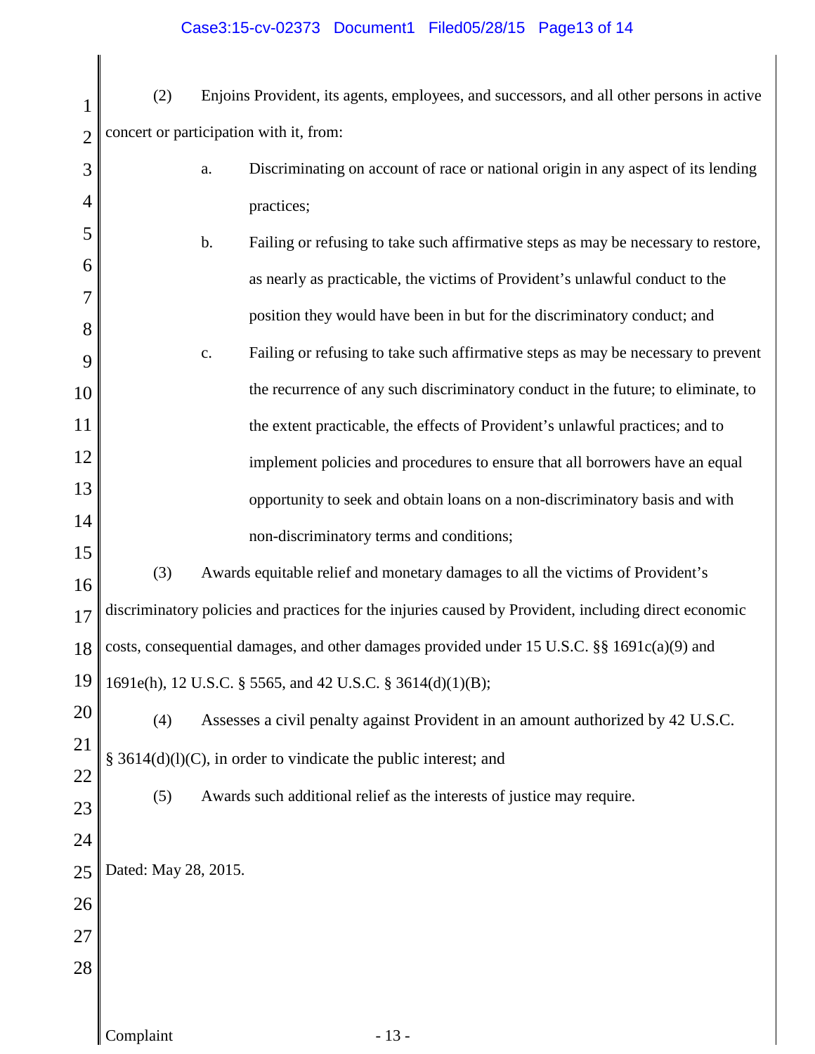(2) Enjoins Provident, its agents, employees, and successors, and all other persons in active concert or participation with it, from:

a. Discriminating on account of race or national origin in any aspect of its lending practices;

b. Failing or refusing to take such affirmative steps as may be necessary to restore, as nearly as practicable, the victims of Provident's unlawful conduct to the position they would have been in but for the discriminatory conduct; and

c. Failing or refusing to take such affirmative steps as may be necessary to prevent the recurrence of any such discriminatory conduct in the future; to eliminate, to the extent practicable, the effects of Provident's unlawful practices; and to implement policies and procedures to ensure that all borrowers have an equal opportunity to seek and obtain loans on a non-discriminatory basis and with non-discriminatory terms and conditions;

(3) Awards equitable relief and monetary damages to all the victims of Provident's discriminatory policies and practices for the injuries caused by Provident, including direct economic costs, consequential damages, and other damages provided under 15 U.S.C. §§ 1691c(a)(9) and 1691e(h), 12 U.S.C. § 5565, and 42 U.S.C. § 3614(d)(1)(B);

(4) Assesses a civil penalty against Provident in an amount authorized by 42 U.S.C. § 3614(d)(l)(C), in order to vindicate the public interest; and

(5) Awards such additional relief as the interests of justice may require.

Dated: May 28, 2015.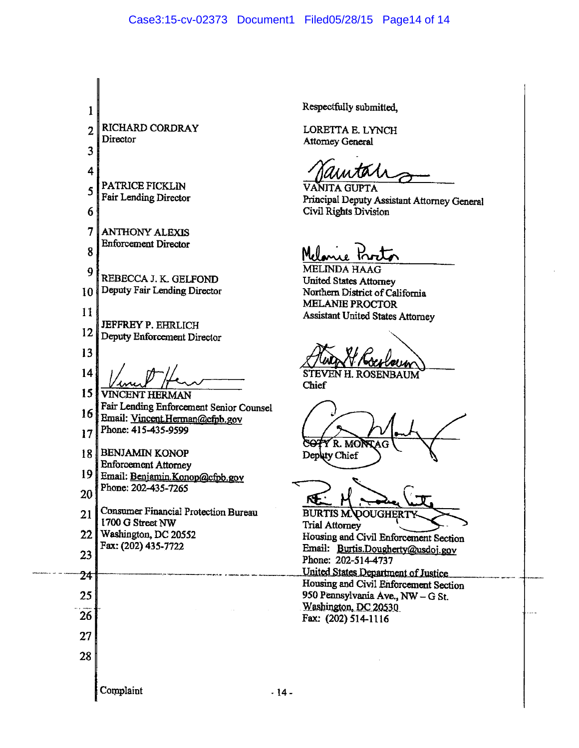Respectfully submitted,

RICHARD CORDRAY
Director

PATRICE FICKLIN
Fair Lending Director

ANTHONY ALEXIS
Enforcement Director

REBECCA J. K. GELFOND
Deputy Fair Lending Director

JEFFREY P. EHRLICH
Deputy Enforcement Director

VINCENT HERMAN
Fair Lending Enforcement Senior Counsel
Email: Vincent.Herman@cfpb.gov
Phone: 415-435-9599

BENJAMIN KONOP
Enforcement Attorney
Email: Benjamin.Konop@cfpb.gov
Phone: 202-435-7265

Consumer Financial Protection Bureau
1700 G Street NW
Washington, DC 20552
Fax: (202) 435-7722

LORETTA E. LYNCH
Attorney General

VANITA GUPTA
Principal Deputy Assistant Attorney General
Civil Rights Division

MELINDA HAAG
United States Attorney
Northern District of California
MELANIE PROCTOR
Assistant United States Attorney

STEVEN H. ROSENBAUM
Chief

COTY R. MONTAG
Deputy Chief

BURTIS M. DOUGHERTY
Trial Attorney
Housing and Civil Enforcement Section
Email: Burtis.Dougherty@usdoj.gov
Phone: 202-514-4737
United States Department of Justice
Housing and Civil Enforcement Section
950 Pennsylvania Ave., NW – G St.
Washington, DC 20530
Fax: (202) 514-1116

Complaint